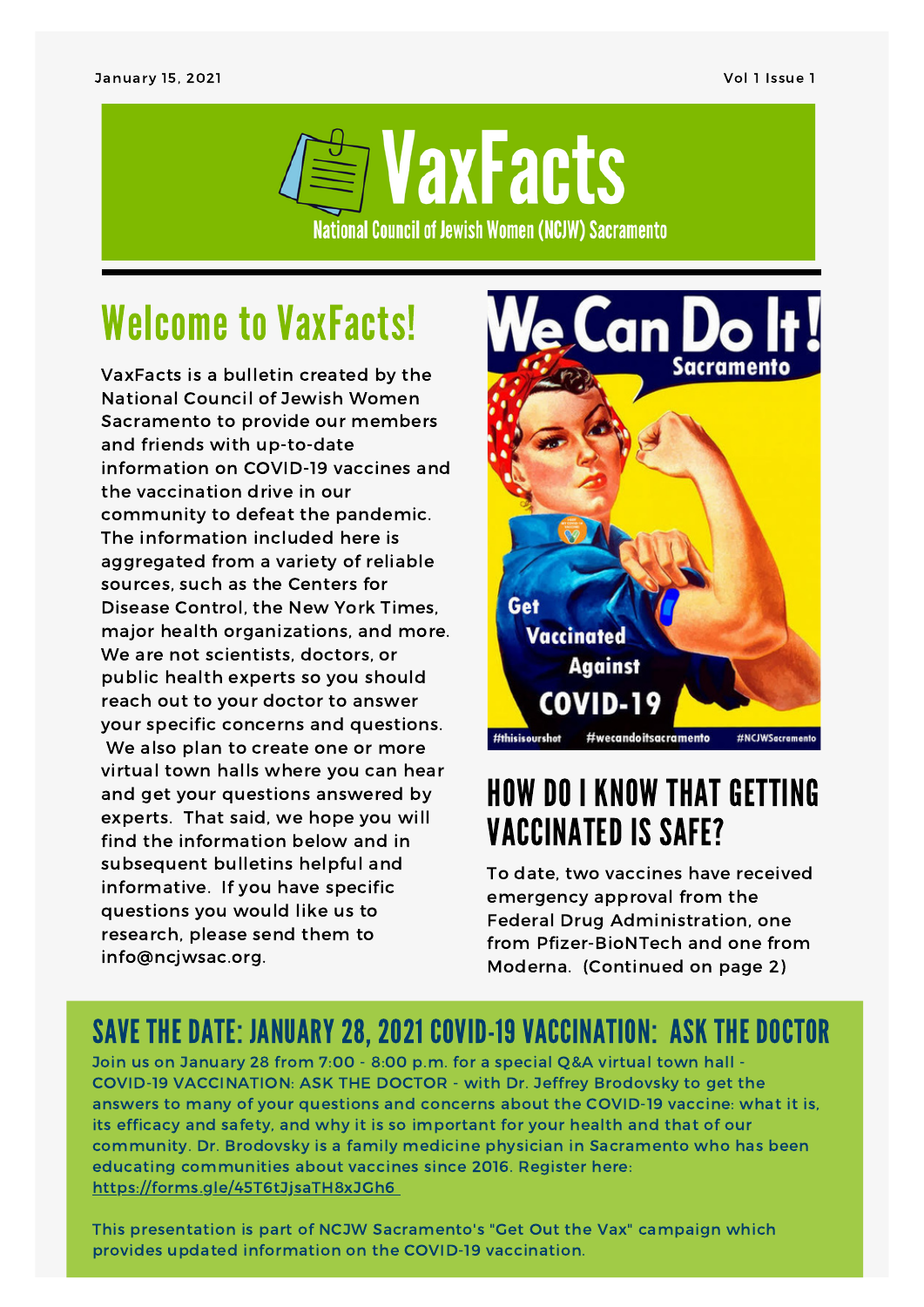January 15, 2021 Vol 1 Issue 1

# VaxFacts

National Council of Jewish Women (NCJW) Sacramento

## Welcome to VaxFacts!

VaxFacts is a bulletin created by the National Council of Jewish Women Sacramento to provide our members and friends with up-to-date information on COVID-19 vaccines and the vaccination drive in our community to defeat the pandemic. The information included here is aggregated from a variety of reliable sources, such as the Centers for Disease Control, the New York Times, major health organizations, and more. We are not scientists, doctors, or public health experts so you should reach out to your doctor to answer your specific concerns and questions. We also plan to create one or more virtual town halls where you can hear and get your questions answered by experts. That said, we hope you will find the information below and in subsequent bulletins helpful and informative. If you have specific questions you would like us to research, please send them to info@ncjwsac.org.

## HOW DO I KNOW THAT GETTING VACCINATED IS SAFE?

To date, two vaccines have received emergency approval from the Federal Drug Administration, one from Pfizer-BioNTech and one from Moderna. (Continued on page 2)

## SAVE THE DATE: JANUARY 28, 2021 COVID-19 VACCINATION: ASK THE DOCTOR

Join us on January 28 from 7:00 - 8:00 p.m. for a special Q&A virtual town hall - COVID-19 VACCINATION: ASK THE DOCTOR - with Dr. Jeffrey Brodovsky to get the answers to many of your questions and concerns about the COVID-19 vaccine: what it is, its efficacy and safety, and why it is so important for your health and that of our community. Dr. Brodovsky is a family medicine physician in Sacramento who has been educating communities about vaccines since 2016. Register here: https://forms.gle/45T6tJjsaTH8xJGh6

This presentation is part of NCJW Sacramento's "Get Out the Vax" campaign which provides updated information on the COVID-19 vaccination.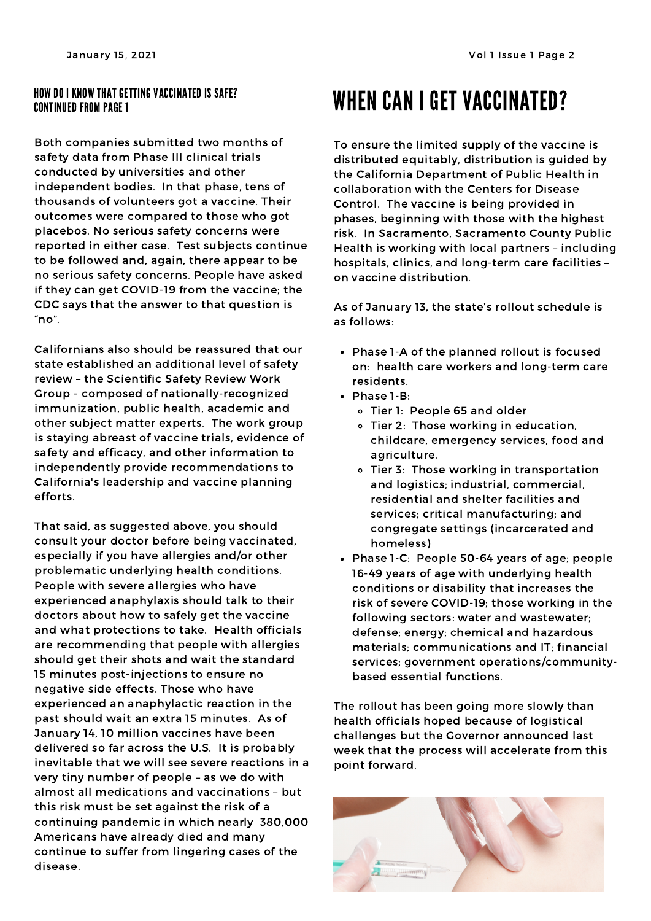### HOW DO I KNOW THAT GETTING VACCINATED IS SAFE? CONTINUED FROM PAGE 1

Both companies submitted two months of safety data from Phase III clinical trials conducted by universities and other independent bodies. In that phase, tens of thousands of volunteers got a vaccine. Their outcomes were compared to those who got placebos. No serious safety concerns were reported in either case. Test subjects continue to be followed and, again, there appear to be no serious safety concerns. People have asked if they can get COVID-19 from the vaccine; the CDC says that the answer to that question is "no".

Californians also should be reassured that our state established an additional level of safety review – the Scientific Safety Review Work Group - composed of nationally-recognized immunization, public health, academic and other subject matter experts. The work group is staying abreast of vaccine trials, evidence of safety and efficacy, and other information to independently provide recommendations to California's leadership and vaccine planning efforts.

That said, as suggested above, you should consult your doctor before being vaccinated, especially if you have allergies and/or other problematic underlying health conditions. People with severe allergies who have experienced anaphylaxis should talk to their doctors about how to safely get the vaccine and what protections to take. Health officials are recommending that people with allergies should get their shots and wait the standard 15 minutes post-injections to ensure no negative side effects. Those who have experienced an anaphylactic reaction in the past should wait an extra 15 minutes. As of January 14, 10 million vaccines have been delivered so far across the U.S. It is probably inevitable that we will see severe reactions in a very tiny number of people – as we do with almost all medications and vaccinations – but this risk must be set against the risk of a continuing pandemic in which nearly 380,000 Americans have already died and many continue to suffer from lingering cases of the disease.

# WHEN CAN I GET VACCINATED?

To ensure the limited supply of the vaccine is distributed equitably, distribution is guided by the California Department of Public Health in collaboration with the Centers for Disease Control. The vaccine is being provided in phases, beginning with those with the highest risk. In Sacramento, Sacramento County Public Health is working with local partners – including hospitals, clinics, and long-term care facilities – on vaccine distribution.

As of January 13, the state's rollout schedule is as follows:

- Phase 1-A of the planned rollout is focused on: health care workers and long-term care residents.
- Phase 1-B:
  - Tier 1: People 65 and older
  - Tier 2: Those working in education, childcare, emergency services, food and agriculture.
  - Tier 3: Those working in transportation and logistics; industrial, commercial, residential and shelter facilities and services; critical manufacturing; and congregate settings (incarcerated and homeless)
- Phase 1-C: People 50-64 years of age; people 16-49 years of age with underlying health conditions or disability that increases the risk of severe COVID-19; those working in the following sectors: water and wastewater; defense; energy; chemical and hazardous materials; communications and IT; financial services; government operations/community-based essential functions.

The rollout has been going more slowly than health officials hoped because of logistical challenges but the Governor announced last week that the process will accelerate from this point forward.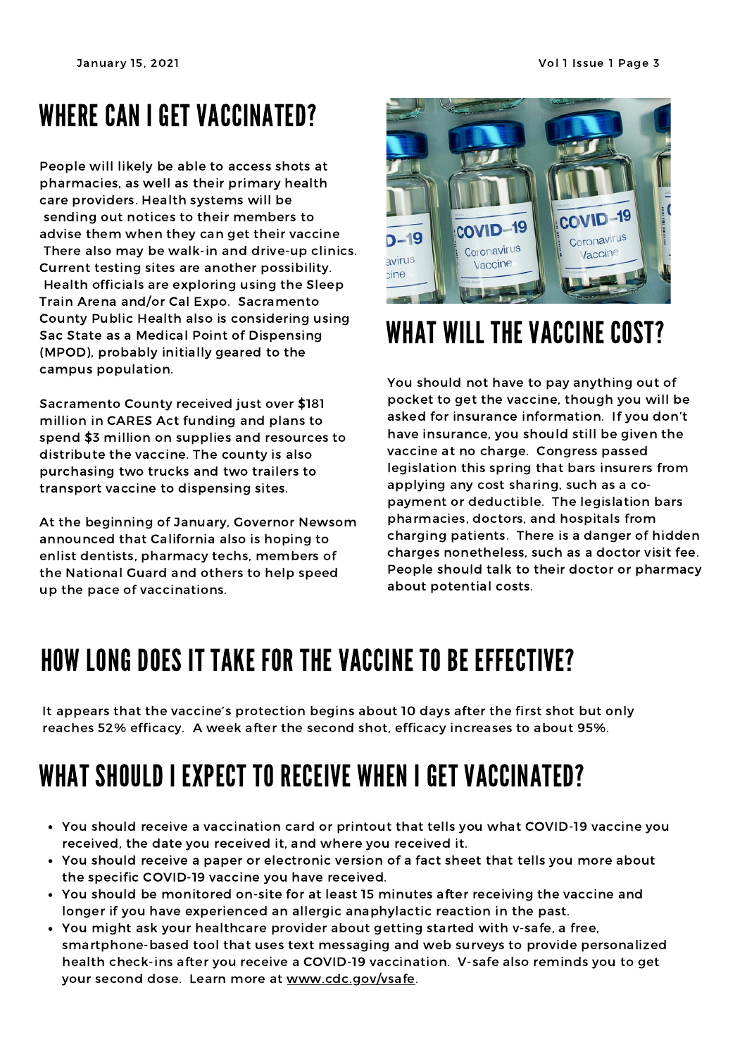## WHERE CAN I GET VACCINATED?

People will likely be able to access shots at pharmacies, as well as their primary health care providers. Health systems will be sending out notices to their members to advise them when they can get their vaccine There also may be walk-in and drive-up clinics. Current testing sites are another possibility. Health officials are exploring using the Sleep Train Arena and/or Cal Expo. Sacramento County Public Health also is considering using Sac State as a Medical Point of Dispensing (MPOD), probably initially geared to the campus population.

Sacramento County received just over $181 million in CARES Act funding and plans to spend $3 million on supplies and resources to distribute the vaccine. The county is also purchasing two trucks and two trailers to transport vaccine to dispensing sites.

At the beginning of January, Governor Newsom announced that California also is hoping to enlist dentists, pharmacy techs, members of the National Guard and others to help speed up the pace of vaccinations.

## WHAT WILL THE VACCINE COST?

You should not have to pay anything out of pocket to get the vaccine, though you will be asked for insurance information. If you don't have insurance, you should still be given the vaccine at no charge. Congress passed legislation this spring that bars insurers from applying any cost sharing, such as a co-payment or deductible. The legislation bars pharmacies, doctors, and hospitals from charging patients. There is a danger of hidden charges nonetheless, such as a doctor visit fee. People should talk to their doctor or pharmacy about potential costs.

## HOW LONG DOES IT TAKE FOR THE VACCINE TO BE EFFECTIVE?

It appears that the vaccine's protection begins about 10 days after the first shot but only reaches 52% efficacy. A week after the second shot, efficacy increases to about 95%.

## WHAT SHOULD I EXPECT TO RECEIVE WHEN I GET VACCINATED?

- You should receive a vaccination card or printout that tells you what COVID-19 vaccine you received, the date you received it, and where you received it.
- You should receive a paper or electronic version of a fact sheet that tells you more about the specific COVID-19 vaccine you have received.
- You should be monitored on-site for at least 15 minutes after receiving the vaccine and longer if you have experienced an allergic anaphylactic reaction in the past.
- You might ask your healthcare provider about getting started with v-safe, a free, smartphone-based tool that uses text messaging and web surveys to provide personalized health check-ins after you receive a COVID-19 vaccination. V-safe also reminds you to get your second dose. Learn more at www.cdc.gov/vsafe.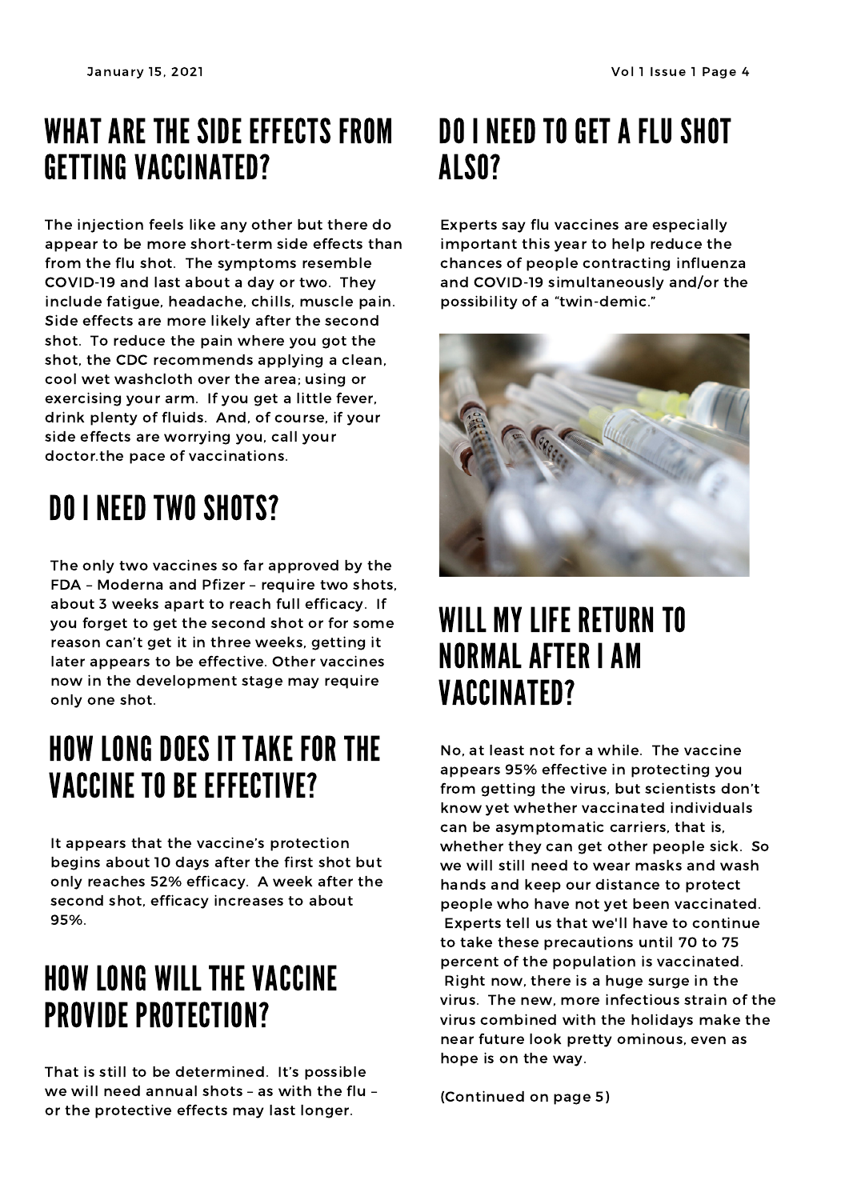## WHAT ARE THE SIDE EFFECTS FROM GETTING VACCINATED?

The injection feels like any other but there do appear to be more short-term side effects than from the flu shot. The symptoms resemble COVID-19 and last about a day or two. They include fatigue, headache, chills, muscle pain. Side effects are more likely after the second shot. To reduce the pain where you got the shot, the CDC recommends applying a clean, cool wet washcloth over the area; using or exercising your arm. If you get a little fever, drink plenty of fluids. And, of course, if your side effects are worrying you, call your doctor.the pace of vaccinations.

## DO I NEED TWO SHOTS?

The only two vaccines so far approved by the FDA – Moderna and Pfizer – require two shots, about 3 weeks apart to reach full efficacy. If you forget to get the second shot or for some reason can't get it in three weeks, getting it later appears to be effective. Other vaccines now in the development stage may require only one shot.

## HOW LONG DOES IT TAKE FOR THE VACCINE TO BE EFFECTIVE?

It appears that the vaccine's protection begins about 10 days after the first shot but only reaches 52% efficacy. A week after the second shot, efficacy increases to about 95%.

## HOW LONG WILL THE VACCINE PROVIDE PROTECTION?

That is still to be determined. It's possible we will need annual shots – as with the flu – or the protective effects may last longer.

## DO I NEED TO GET A FLU SHOT ALSO?

Experts say flu vaccines are especially important this year to help reduce the chances of people contracting influenza and COVID-19 simultaneously and/or the possibility of a "twin-demic."

## WILL MY LIFE RETURN TO NORMAL AFTER I AM VACCINATED?

No, at least not for a while. The vaccine appears 95% effective in protecting you from getting the virus, but scientists don't know yet whether vaccinated individuals can be asymptomatic carriers, that is, whether they can get other people sick. So we will still need to wear masks and wash hands and keep our distance to protect people who have not yet been vaccinated. Experts tell us that we'll have to continue to take these precautions until 70 to 75 percent of the population is vaccinated. Right now, there is a huge surge in the virus. The new, more infectious strain of the virus combined with the holidays make the near future look pretty ominous, even as hope is on the way.

(Continued on page 5)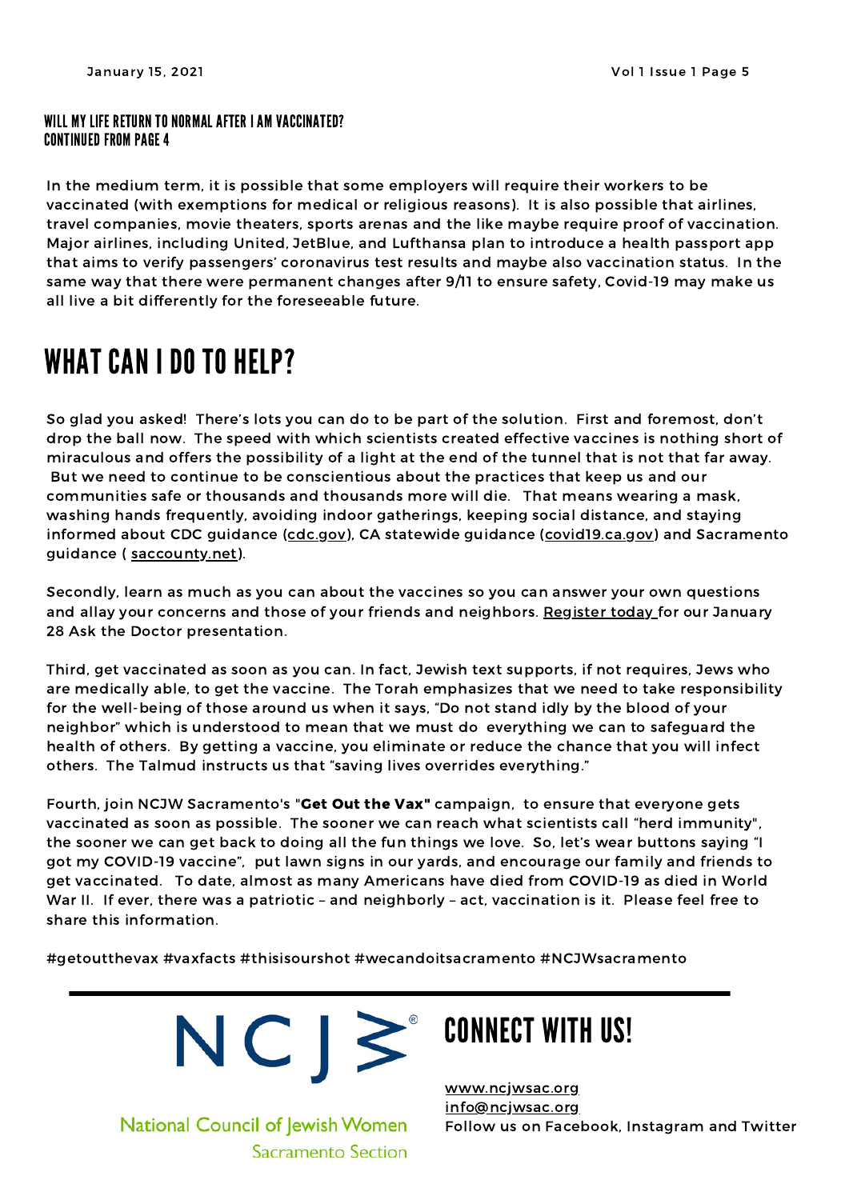### WILL MY LIFE RETURN TO NORMAL AFTER I AM VACCINATED? CONTINUED FROM PAGE 4

In the medium term, it is possible that some employers will require their workers to be vaccinated (with exemptions for medical or religious reasons). It is also possible that airlines, travel companies, movie theaters, sports arenas and the like maybe require proof of vaccination. Major airlines, including United, JetBlue, and Lufthansa plan to introduce a health passport app that aims to verify passengers' coronavirus test results and maybe also vaccination status. In the same way that there were permanent changes after 9/11 to ensure safety, Covid-19 may make us all live a bit differently for the foreseeable future.

# WHAT CAN I DO TO HELP?

So glad you asked! There's lots you can do to be part of the solution. First and foremost, don't drop the ball now. The speed with which scientists created effective vaccines is nothing short of miraculous and offers the possibility of a light at the end of the tunnel that is not that far away. But we need to continue to be conscientious about the practices that keep us and our communities safe or thousands and thousands more will die. That means wearing a mask, washing hands frequently, avoiding indoor gatherings, keeping social distance, and staying informed about CDC guidance (cdc.gov), CA statewide guidance (covid19.ca.gov) and Sacramento guidance ( saccounty.net).

Secondly, learn as much as you can about the vaccines so you can answer your own questions and allay your concerns and those of your friends and neighbors. Register today for our January 28 Ask the Doctor presentation.

Third, get vaccinated as soon as you can. In fact, Jewish text supports, if not requires, Jews who are medically able, to get the vaccine. The Torah emphasizes that we need to take responsibility for the well-being of those around us when it says, "Do not stand idly by the blood of your neighbor" which is understood to mean that we must do everything we can to safeguard the health of others. By getting a vaccine, you eliminate or reduce the chance that you will infect others. The Talmud instructs us that "saving lives overrides everything."

Fourth, join NCJW Sacramento's **"Get Out the Vax"** campaign, to ensure that everyone gets vaccinated as soon as possible. The sooner we can reach what scientists call "herd immunity", the sooner we can get back to doing all the fun things we love. So, let's wear buttons saying "I got my COVID-19 vaccine", put lawn signs in our yards, and encourage our family and friends to get vaccinated. To date, almost as many Americans have died from COVID-19 as died in World War II. If ever, there was a patriotic – and neighborly – act, vaccination is it. Please feel free to share this information.

#getoutthevax #vaxfacts #thisisourshot #wecandoitsacramento #NCJWsacramento

---

NCJW®

National Council of Jewish Women
Sacramento Section

## CONNECT WITH US!

www.ncjwsac.org
info@ncjwsac.org
Follow us on Facebook, Instagram and Twitter